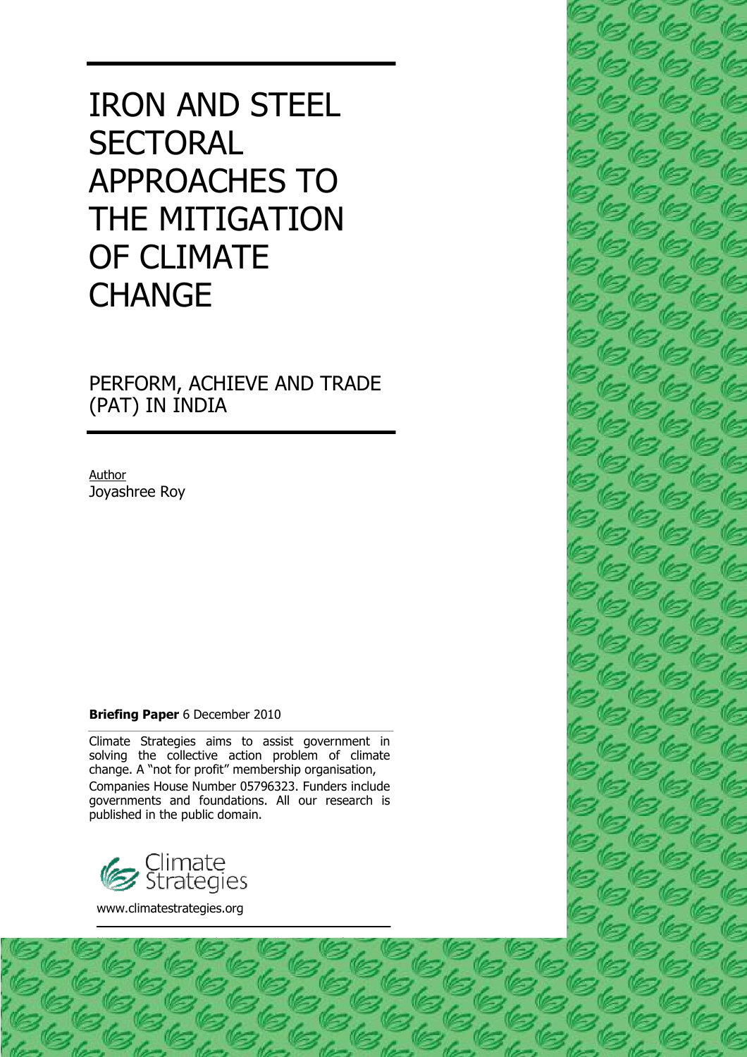# IRON AND STEEL SECTORAL APPROACHES TO THE MITIGATION OF CLIMATE CHANGE

## PERFORM, ACHIEVE AND TRADE (PAT) IN INDIA

Author
Joyashree Roy

**Briefing Paper** 6 December 2010

Climate Strategies aims to assist government in solving the collective action problem of climate change. A "not for profit" membership organisation, Companies House Number 05796323. Funders include governments and foundations. All our research is published in the public domain.

Climate Strategies

www.climatestrategies.org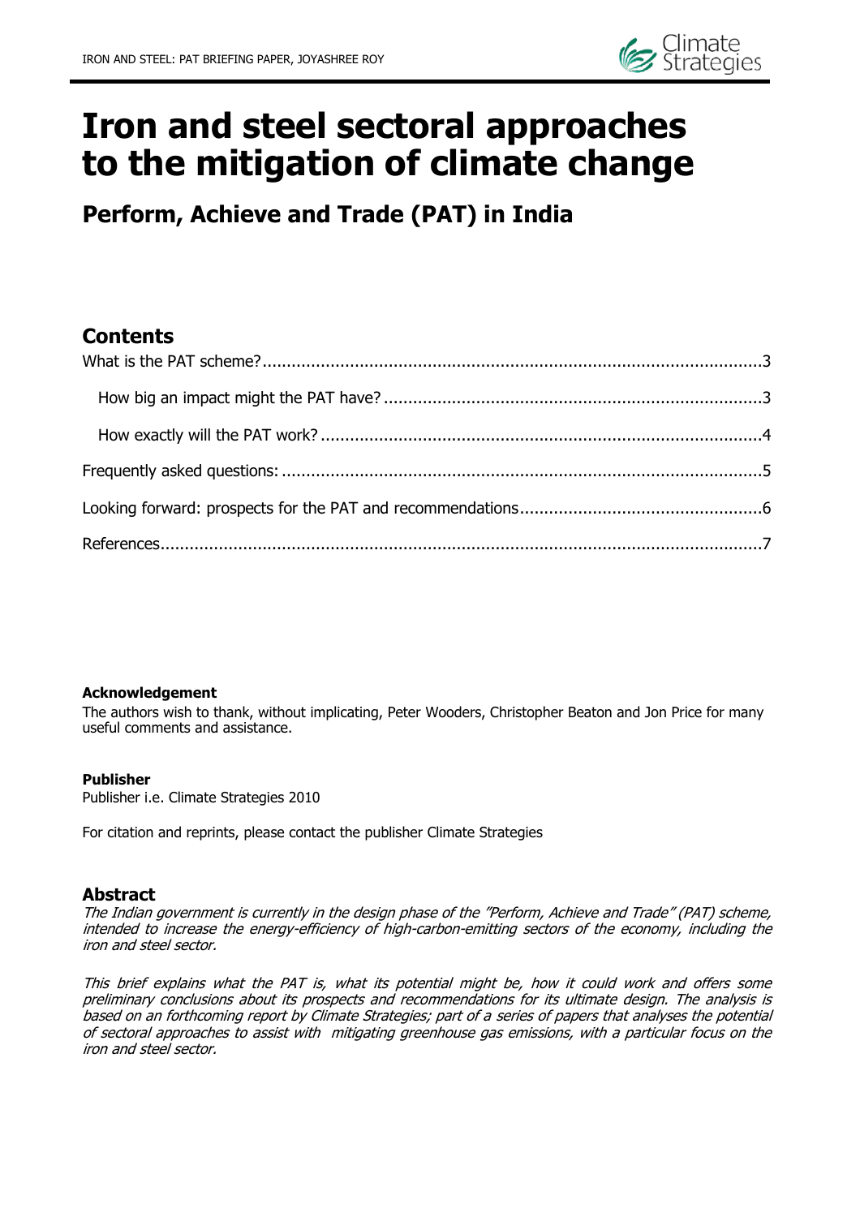# Iron and steel sectoral approaches to the mitigation of climate change

## Perform, Achieve and Trade (PAT) in India

## Contents

What is the PAT scheme?......3

How big an impact might the PAT have?......3

How exactly will the PAT work?......4

Frequently asked questions:......5

Looking forward: prospects for the PAT and recommendations......6

References......7

**Acknowledgement**

The authors wish to thank, without implicating, Peter Wooders, Christopher Beaton and Jon Price for many useful comments and assistance.

**Publisher**

Publisher i.e. Climate Strategies 2010

For citation and reprints, please contact the publisher Climate Strategies

## Abstract

*The Indian government is currently in the design phase of the "Perform, Achieve and Trade" (PAT) scheme, intended to increase the energy-efficiency of high-carbon-emitting sectors of the economy, including the iron and steel sector.*

*This brief explains what the PAT is, what its potential might be, how it could work and offers some preliminary conclusions about its prospects and recommendations for its ultimate design. The analysis is based on an forthcoming report by Climate Strategies; part of a series of papers that analyses the potential of sectoral approaches to assist with mitigating greenhouse gas emissions, with a particular focus on the iron and steel sector.*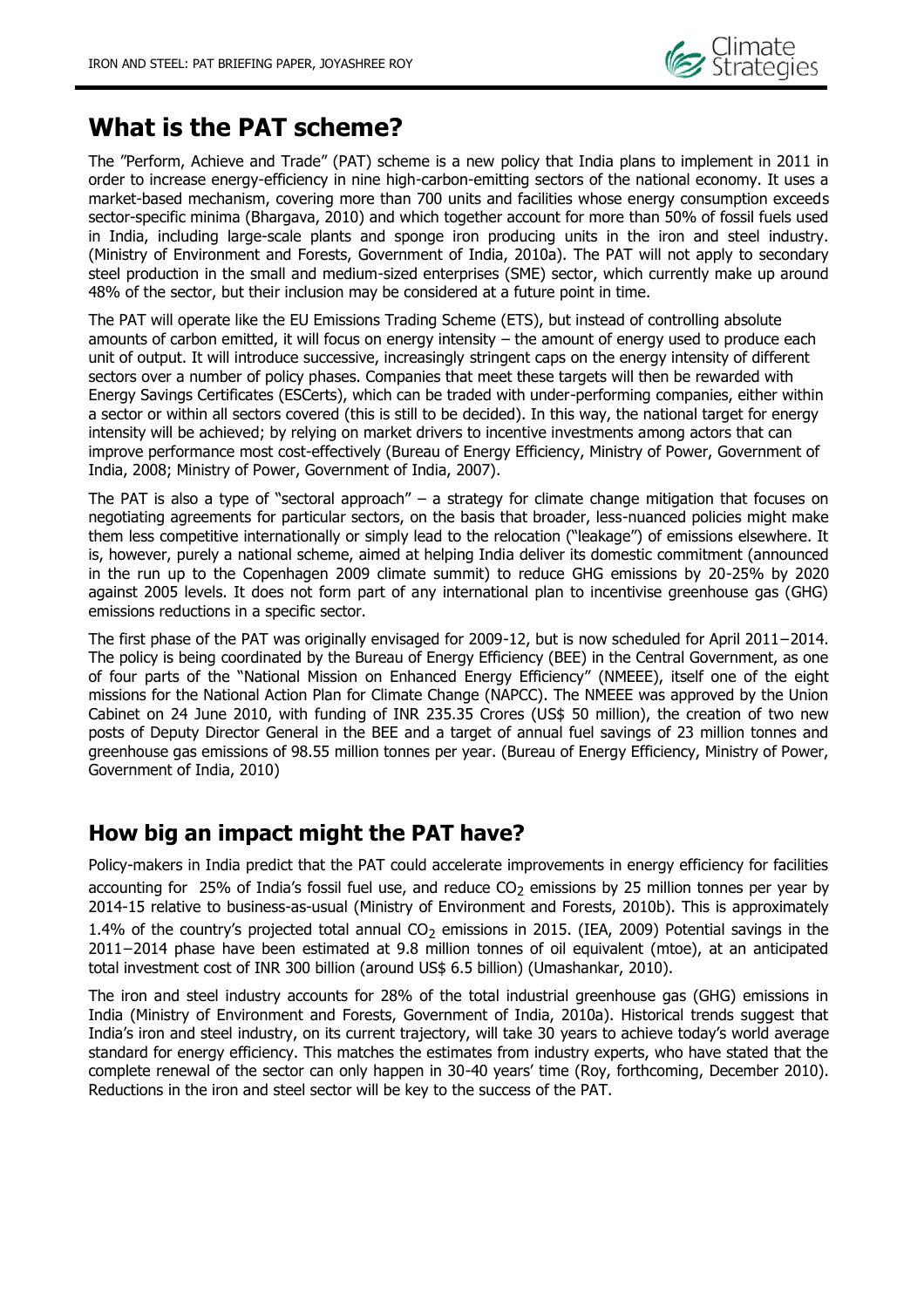## What is the PAT scheme?

The "Perform, Achieve and Trade" (PAT) scheme is a new policy that India plans to implement in 2011 in order to increase energy-efficiency in nine high-carbon-emitting sectors of the national economy. It uses a market-based mechanism, covering more than 700 units and facilities whose energy consumption exceeds sector-specific minima (Bhargava, 2010) and which together account for more than 50% of fossil fuels used in India, including large-scale plants and sponge iron producing units in the iron and steel industry. (Ministry of Environment and Forests, Government of India, 2010a). The PAT will not apply to secondary steel production in the small and medium-sized enterprises (SME) sector, which currently make up around 48% of the sector, but their inclusion may be considered at a future point in time.

The PAT will operate like the EU Emissions Trading Scheme (ETS), but instead of controlling absolute amounts of carbon emitted, it will focus on energy intensity – the amount of energy used to produce each unit of output. It will introduce successive, increasingly stringent caps on the energy intensity of different sectors over a number of policy phases. Companies that meet these targets will then be rewarded with Energy Savings Certificates (ESCerts), which can be traded with under-performing companies, either within a sector or within all sectors covered (this is still to be decided). In this way, the national target for energy intensity will be achieved; by relying on market drivers to incentive investments among actors that can improve performance most cost-effectively (Bureau of Energy Efficiency, Ministry of Power, Government of India, 2008; Ministry of Power, Government of India, 2007).

The PAT is also a type of "sectoral approach" – a strategy for climate change mitigation that focuses on negotiating agreements for particular sectors, on the basis that broader, less-nuanced policies might make them less competitive internationally or simply lead to the relocation ("leakage") of emissions elsewhere. It is, however, purely a national scheme, aimed at helping India deliver its domestic commitment (announced in the run up to the Copenhagen 2009 climate summit) to reduce GHG emissions by 20-25% by 2020 against 2005 levels. It does not form part of any international plan to incentivise greenhouse gas (GHG) emissions reductions in a specific sector.

The first phase of the PAT was originally envisaged for 2009-12, but is now scheduled for April 2011−2014. The policy is being coordinated by the Bureau of Energy Efficiency (BEE) in the Central Government, as one of four parts of the "National Mission on Enhanced Energy Efficiency" (NMEEE), itself one of the eight missions for the National Action Plan for Climate Change (NAPCC). The NMEEE was approved by the Union Cabinet on 24 June 2010, with funding of INR 235.35 Crores (US$ 50 million), the creation of two new posts of Deputy Director General in the BEE and a target of annual fuel savings of 23 million tonnes and greenhouse gas emissions of 98.55 million tonnes per year. (Bureau of Energy Efficiency, Ministry of Power, Government of India, 2010)

## How big an impact might the PAT have?

Policy-makers in India predict that the PAT could accelerate improvements in energy efficiency for facilities accounting for 25% of India's fossil fuel use, and reduce $CO_2$ emissions by 25 million tonnes per year by 2014-15 relative to business-as-usual (Ministry of Environment and Forests, 2010b). This is approximately 1.4% of the country's projected total annual $CO_2$ emissions in 2015. (IEA, 2009) Potential savings in the 2011−2014 phase have been estimated at 9.8 million tonnes of oil equivalent (mtoe), at an anticipated total investment cost of INR 300 billion (around US$ 6.5 billion) (Umashankar, 2010).

The iron and steel industry accounts for 28% of the total industrial greenhouse gas (GHG) emissions in India (Ministry of Environment and Forests, Government of India, 2010a). Historical trends suggest that India's iron and steel industry, on its current trajectory, will take 30 years to achieve today's world average standard for energy efficiency. This matches the estimates from industry experts, who have stated that the complete renewal of the sector can only happen in 30-40 years' time (Roy, forthcoming, December 2010). Reductions in the iron and steel sector will be key to the success of the PAT.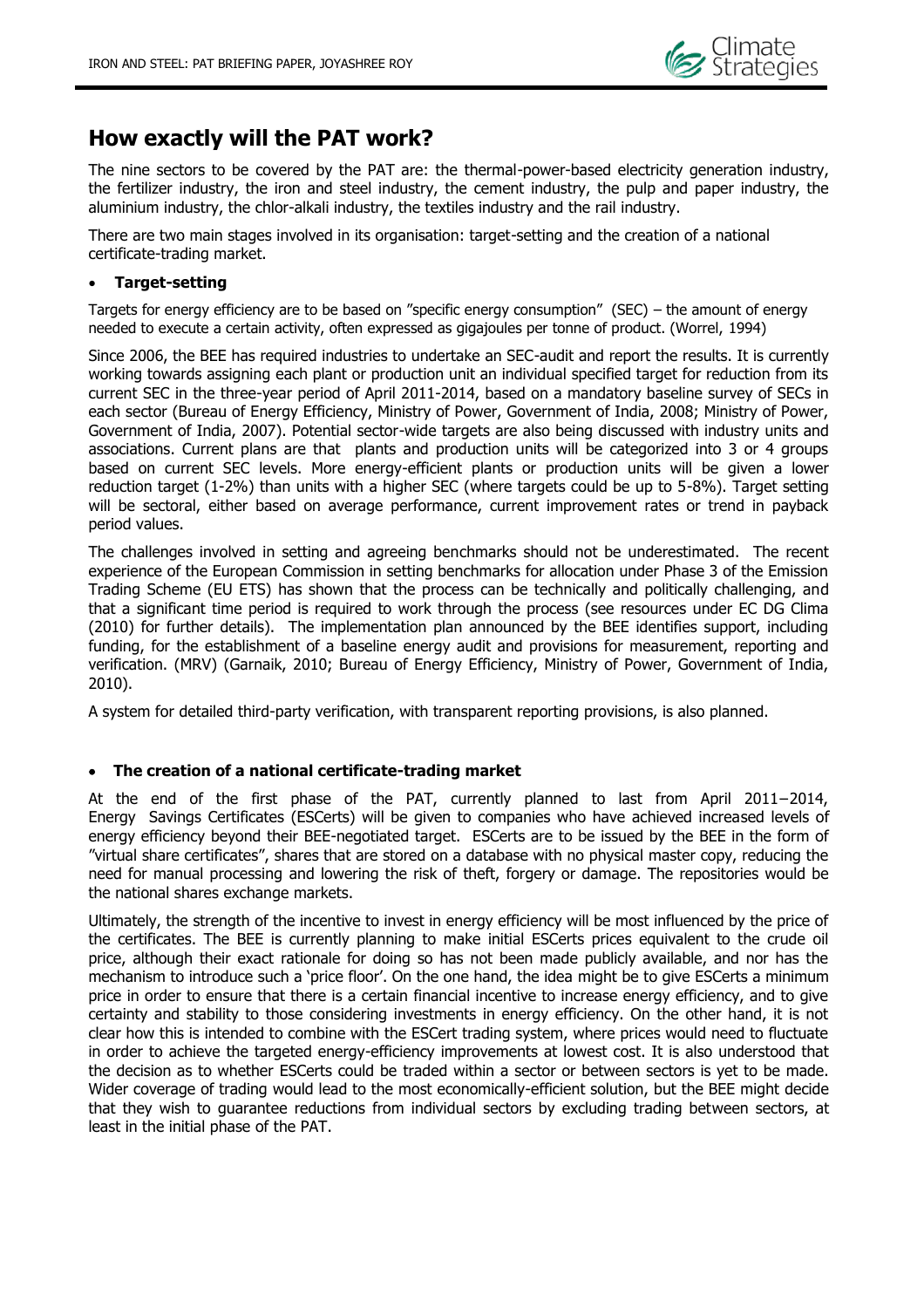## How exactly will the PAT work?

The nine sectors to be covered by the PAT are: the thermal-power-based electricity generation industry, the fertilizer industry, the iron and steel industry, the cement industry, the pulp and paper industry, the aluminium industry, the chlor-alkali industry, the textiles industry and the rail industry.

There are two main stages involved in its organisation: target-setting and the creation of a national certificate-trading market.

- **Target-setting**

Targets for energy efficiency are to be based on "specific energy consumption" (SEC) – the amount of energy needed to execute a certain activity, often expressed as gigajoules per tonne of product. (Worrel, 1994)

Since 2006, the BEE has required industries to undertake an SEC-audit and report the results. It is currently working towards assigning each plant or production unit an individual specified target for reduction from its current SEC in the three-year period of April 2011-2014, based on a mandatory baseline survey of SECs in each sector (Bureau of Energy Efficiency, Ministry of Power, Government of India, 2008; Ministry of Power, Government of India, 2007). Potential sector-wide targets are also being discussed with industry units and associations. Current plans are that plants and production units will be categorized into 3 or 4 groups based on current SEC levels. More energy-efficient plants or production units will be given a lower reduction target (1-2%) than units with a higher SEC (where targets could be up to 5-8%). Target setting will be sectoral, either based on average performance, current improvement rates or trend in payback period values.

The challenges involved in setting and agreeing benchmarks should not be underestimated. The recent experience of the European Commission in setting benchmarks for allocation under Phase 3 of the Emission Trading Scheme (EU ETS) has shown that the process can be technically and politically challenging, and that a significant time period is required to work through the process (see resources under EC DG Clima (2010) for further details). The implementation plan announced by the BEE identifies support, including funding, for the establishment of a baseline energy audit and provisions for measurement, reporting and verification. (MRV) (Garnaik, 2010; Bureau of Energy Efficiency, Ministry of Power, Government of India, 2010).

A system for detailed third-party verification, with transparent reporting provisions, is also planned.

- **The creation of a national certificate-trading market**

At the end of the first phase of the PAT, currently planned to last from April 2011–2014, Energy Savings Certificates (ESCerts) will be given to companies who have achieved increased levels of energy efficiency beyond their BEE-negotiated target. ESCerts are to be issued by the BEE in the form of "virtual share certificates", shares that are stored on a database with no physical master copy, reducing the need for manual processing and lowering the risk of theft, forgery or damage. The repositories would be the national shares exchange markets.

Ultimately, the strength of the incentive to invest in energy efficiency will be most influenced by the price of the certificates. The BEE is currently planning to make initial ESCerts prices equivalent to the crude oil price, although their exact rationale for doing so has not been made publicly available, and nor has the mechanism to introduce such a 'price floor'. On the one hand, the idea might be to give ESCerts a minimum price in order to ensure that there is a certain financial incentive to increase energy efficiency, and to give certainty and stability to those considering investments in energy efficiency. On the other hand, it is not clear how this is intended to combine with the ESCert trading system, where prices would need to fluctuate in order to achieve the targeted energy-efficiency improvements at lowest cost. It is also understood that the decision as to whether ESCerts could be traded within a sector or between sectors is yet to be made. Wider coverage of trading would lead to the most economically-efficient solution, but the BEE might decide that they wish to guarantee reductions from individual sectors by excluding trading between sectors, at least in the initial phase of the PAT.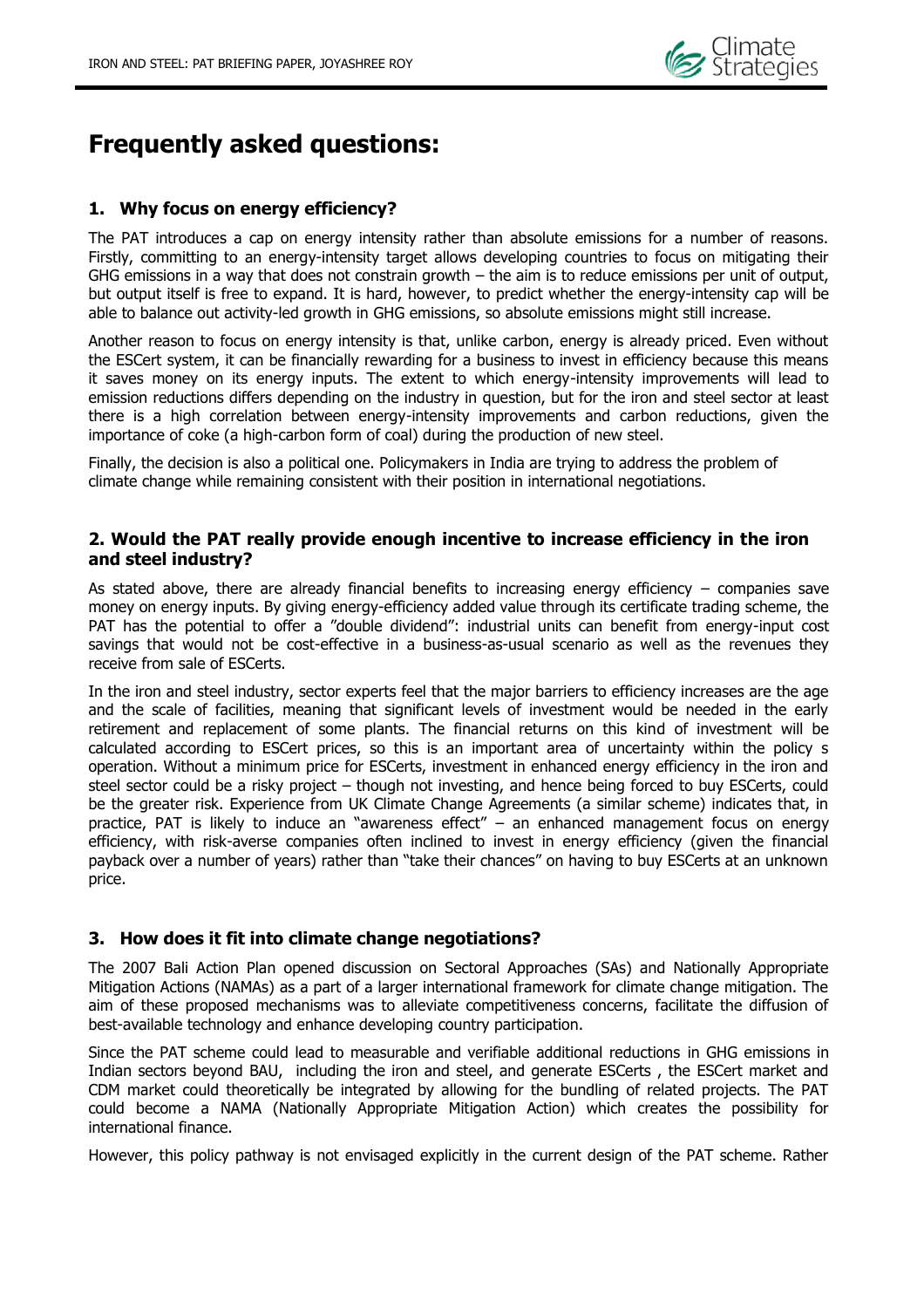# Frequently asked questions:

## 1. Why focus on energy efficiency?

The PAT introduces a cap on energy intensity rather than absolute emissions for a number of reasons. Firstly, committing to an energy-intensity target allows developing countries to focus on mitigating their GHG emissions in a way that does not constrain growth – the aim is to reduce emissions per unit of output, but output itself is free to expand. It is hard, however, to predict whether the energy-intensity cap will be able to balance out activity-led growth in GHG emissions, so absolute emissions might still increase.

Another reason to focus on energy intensity is that, unlike carbon, energy is already priced. Even without the ESCert system, it can be financially rewarding for a business to invest in efficiency because this means it saves money on its energy inputs. The extent to which energy-intensity improvements will lead to emission reductions differs depending on the industry in question, but for the iron and steel sector at least there is a high correlation between energy-intensity improvements and carbon reductions, given the importance of coke (a high-carbon form of coal) during the production of new steel.

Finally, the decision is also a political one. Policymakers in India are trying to address the problem of climate change while remaining consistent with their position in international negotiations.

## 2. Would the PAT really provide enough incentive to increase efficiency in the iron and steel industry?

As stated above, there are already financial benefits to increasing energy efficiency – companies save money on energy inputs. By giving energy-efficiency added value through its certificate trading scheme, the PAT has the potential to offer a "double dividend": industrial units can benefit from energy-input cost savings that would not be cost-effective in a business-as-usual scenario as well as the revenues they receive from sale of ESCerts.

In the iron and steel industry, sector experts feel that the major barriers to efficiency increases are the age and the scale of facilities, meaning that significant levels of investment would be needed in the early retirement and replacement of some plants. The financial returns on this kind of investment will be calculated according to ESCert prices, so this is an important area of uncertainty within the policy s operation. Without a minimum price for ESCerts, investment in enhanced energy efficiency in the iron and steel sector could be a risky project – though not investing, and hence being forced to buy ESCerts, could be the greater risk. Experience from UK Climate Change Agreements (a similar scheme) indicates that, in practice, PAT is likely to induce an "awareness effect" – an enhanced management focus on energy efficiency, with risk-averse companies often inclined to invest in energy efficiency (given the financial payback over a number of years) rather than "take their chances" on having to buy ESCerts at an unknown price.

## 3. How does it fit into climate change negotiations?

The 2007 Bali Action Plan opened discussion on Sectoral Approaches (SAs) and Nationally Appropriate Mitigation Actions (NAMAs) as a part of a larger international framework for climate change mitigation. The aim of these proposed mechanisms was to alleviate competitiveness concerns, facilitate the diffusion of best-available technology and enhance developing country participation.

Since the PAT scheme could lead to measurable and verifiable additional reductions in GHG emissions in Indian sectors beyond BAU, including the iron and steel, and generate ESCerts , the ESCert market and CDM market could theoretically be integrated by allowing for the bundling of related projects. The PAT could become a NAMA (Nationally Appropriate Mitigation Action) which creates the possibility for international finance.

However, this policy pathway is not envisaged explicitly in the current design of the PAT scheme. Rather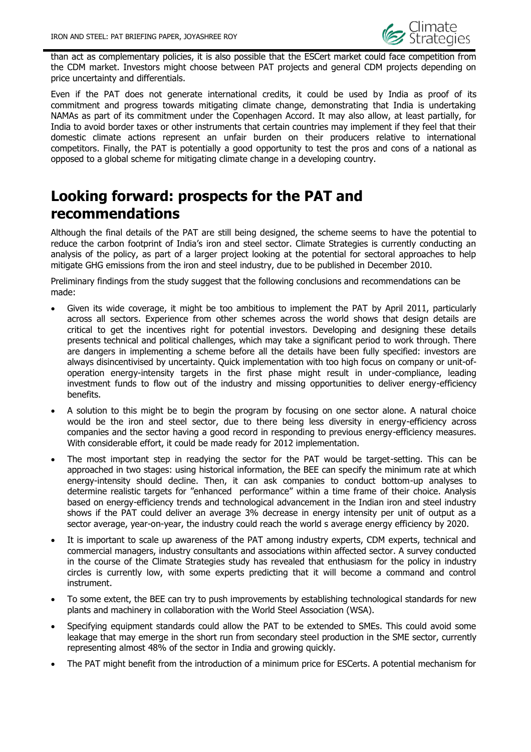than act as complementary policies, it is also possible that the ESCert market could face competition from the CDM market. Investors might choose between PAT projects and general CDM projects depending on price uncertainty and differentials.

Even if the PAT does not generate international credits, it could be used by India as proof of its commitment and progress towards mitigating climate change, demonstrating that India is undertaking NAMAs as part of its commitment under the Copenhagen Accord. It may also allow, at least partially, for India to avoid border taxes or other instruments that certain countries may implement if they feel that their domestic climate actions represent an unfair burden on their producers relative to international competitors. Finally, the PAT is potentially a good opportunity to test the pros and cons of a national as opposed to a global scheme for mitigating climate change in a developing country.

# Looking forward: prospects for the PAT and recommendations

Although the final details of the PAT are still being designed, the scheme seems to have the potential to reduce the carbon footprint of India's iron and steel sector. Climate Strategies is currently conducting an analysis of the policy, as part of a larger project looking at the potential for sectoral approaches to help mitigate GHG emissions from the iron and steel industry, due to be published in December 2010.

Preliminary findings from the study suggest that the following conclusions and recommendations can be made:

- Given its wide coverage, it might be too ambitious to implement the PAT by April 2011, particularly across all sectors. Experience from other schemes across the world shows that design details are critical to get the incentives right for potential investors. Developing and designing these details presents technical and political challenges, which may take a significant period to work through. There are dangers in implementing a scheme before all the details have been fully specified: investors are always disincentivised by uncertainty. Quick implementation with too high focus on company or unit-of-operation energy-intensity targets in the first phase might result in under-compliance, leading investment funds to flow out of the industry and missing opportunities to deliver energy-efficiency benefits.
- A solution to this might be to begin the program by focusing on one sector alone. A natural choice would be the iron and steel sector, due to there being less diversity in energy-efficiency across companies and the sector having a good record in responding to previous energy-efficiency measures. With considerable effort, it could be made ready for 2012 implementation.
- The most important step in readying the sector for the PAT would be target-setting. This can be approached in two stages: using historical information, the BEE can specify the minimum rate at which energy-intensity should decline. Then, it can ask companies to conduct bottom-up analyses to determine realistic targets for "enhanced performance" within a time frame of their choice. Analysis based on energy-efficiency trends and technological advancement in the Indian iron and steel industry shows if the PAT could deliver an average 3% decrease in energy intensity per unit of output as a sector average, year-on-year, the industry could reach the world s average energy efficiency by 2020.
- It is important to scale up awareness of the PAT among industry experts, CDM experts, technical and commercial managers, industry consultants and associations within affected sector. A survey conducted in the course of the Climate Strategies study has revealed that enthusiasm for the policy in industry circles is currently low, with some experts predicting that it will become a command and control instrument.
- To some extent, the BEE can try to push improvements by establishing technological standards for new plants and machinery in collaboration with the World Steel Association (WSA).
- Specifying equipment standards could allow the PAT to be extended to SMEs. This could avoid some leakage that may emerge in the short run from secondary steel production in the SME sector, currently representing almost 48% of the sector in India and growing quickly.
- The PAT might benefit from the introduction of a minimum price for ESCerts. A potential mechanism for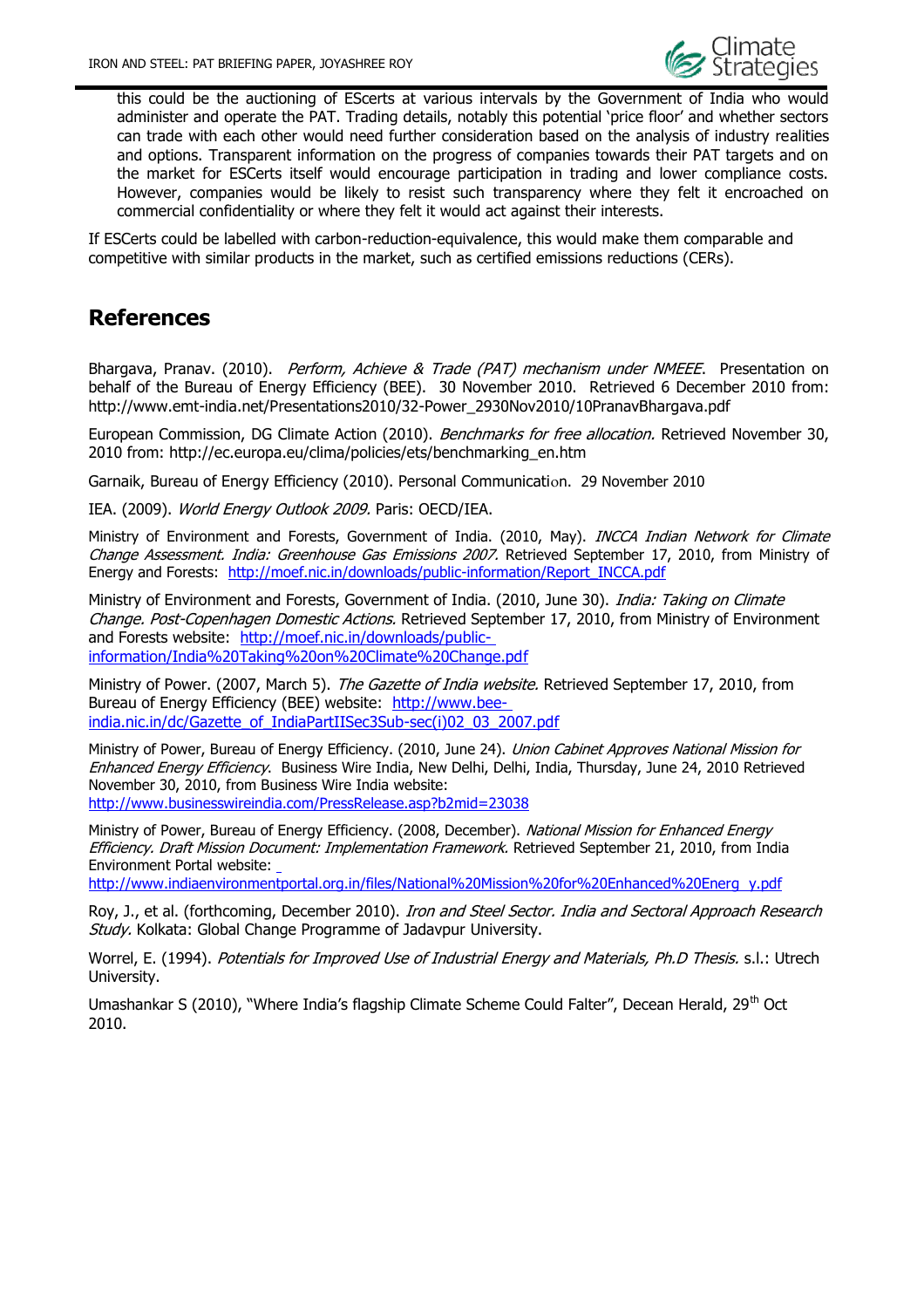this could be the auctioning of EScerts at various intervals by the Government of India who would administer and operate the PAT. Trading details, notably this potential 'price floor' and whether sectors can trade with each other would need further consideration based on the analysis of industry realities and options. Transparent information on the progress of companies towards their PAT targets and on the market for ESCerts itself would encourage participation in trading and lower compliance costs. However, companies would be likely to resist such transparency where they felt it encroached on commercial confidentiality or where they felt it would act against their interests.

If ESCerts could be labelled with carbon-reduction-equivalence, this would make them comparable and competitive with similar products in the market, such as certified emissions reductions (CERs).

## References

Bhargava, Pranav. (2010). *Perform, Achieve & Trade (PAT) mechanism under NMEEE*. Presentation on behalf of the Bureau of Energy Efficiency (BEE). 30 November 2010. Retrieved 6 December 2010 from: http://www.emt-india.net/Presentations2010/32-Power_2930Nov2010/10PranavBhargava.pdf

European Commission, DG Climate Action (2010). *Benchmarks for free allocation.* Retrieved November 30, 2010 from: http://ec.europa.eu/clima/policies/ets/benchmarking_en.htm

Garnaik, Bureau of Energy Efficiency (2010). Personal Communication. 29 November 2010

IEA. (2009). *World Energy Outlook 2009.* Paris: OECD/IEA.

Ministry of Environment and Forests, Government of India. (2010, May). *INCCA Indian Network for Climate Change Assessment. India: Greenhouse Gas Emissions 2007.* Retrieved September 17, 2010, from Ministry of Energy and Forests: http://moef.nic.in/downloads/public-information/Report_INCCA.pdf

Ministry of Environment and Forests, Government of India. (2010, June 30). *India: Taking on Climate Change. Post-Copenhagen Domestic Actions.* Retrieved September 17, 2010, from Ministry of Environment and Forests website: http://moef.nic.in/downloads/public-information/India%20Taking%20on%20Climate%20Change.pdf

Ministry of Power. (2007, March 5). *The Gazette of India website.* Retrieved September 17, 2010, from Bureau of Energy Efficiency (BEE) website: http://www.bee-india.nic.in/dc/Gazette_of_IndiaPartIISec3Sub-sec(i)02_03_2007.pdf

Ministry of Power, Bureau of Energy Efficiency. (2010, June 24). *Union Cabinet Approves National Mission for Enhanced Energy Efficiency*. Business Wire India, New Delhi, Delhi, India, Thursday, June 24, 2010 Retrieved November 30, 2010, from Business Wire India website: http://www.businesswireindia.com/PressRelease.asp?b2mid=23038

Ministry of Power, Bureau of Energy Efficiency. (2008, December). *National Mission for Enhanced Energy Efficiency. Draft Mission Document: Implementation Framework.* Retrieved September 21, 2010, from India Environment Portal website: http://www.indiaenvironmentportal.org.in/files/National%20Mission%20for%20Enhanced%20Energ_y.pdf

Roy, J., et al. (forthcoming, December 2010). *Iron and Steel Sector. India and Sectoral Approach Research Study.* Kolkata: Global Change Programme of Jadavpur University.

Worrel, E. (1994). *Potentials for Improved Use of Industrial Energy and Materials, Ph.D Thesis.* s.l.: Utrech University.

Umashankar S (2010), "Where India's flagship Climate Scheme Could Falter", Decean Herald, 29th Oct 2010.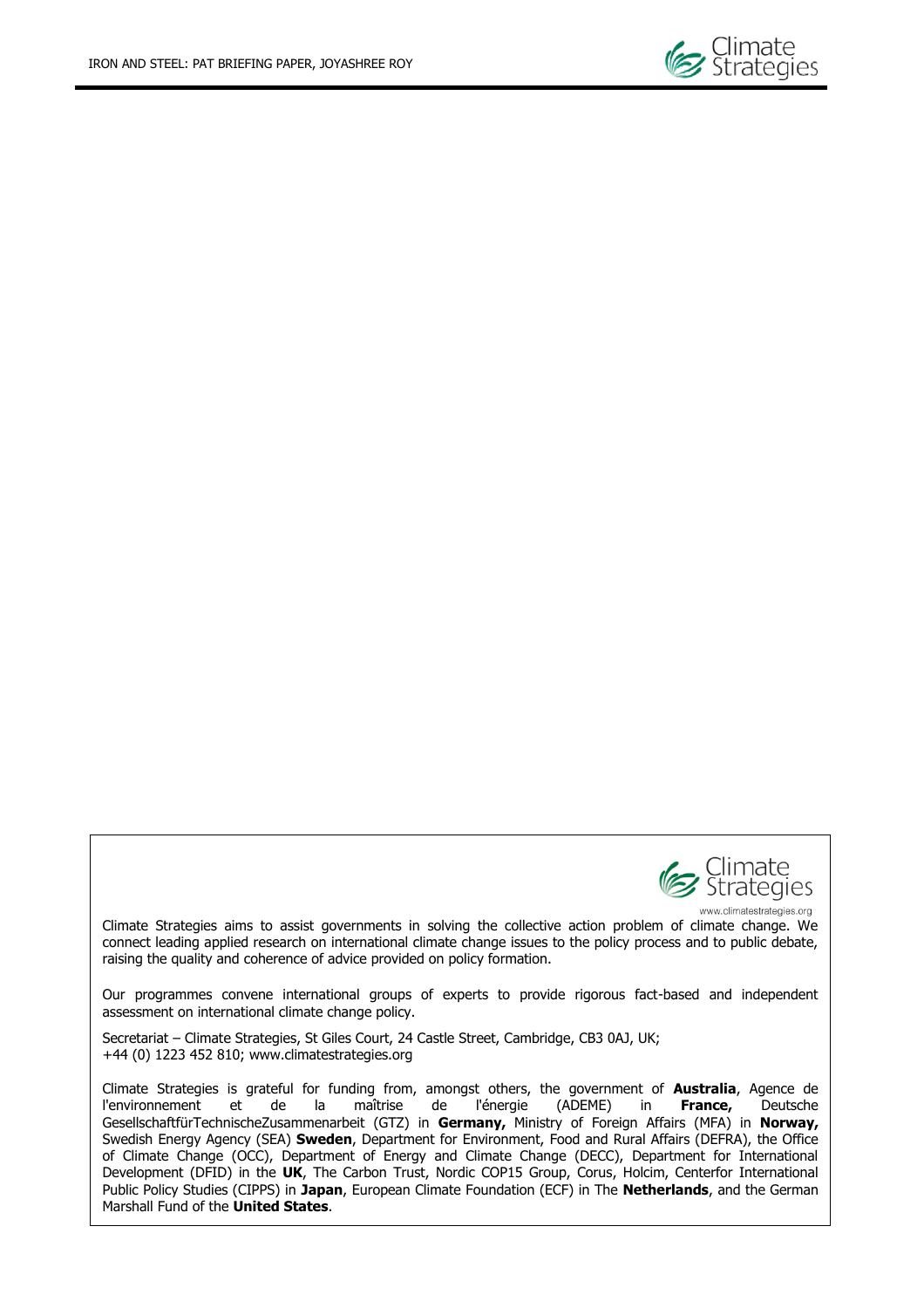Climate Strategies

www.climatestrategies.org

Climate Strategies aims to assist governments in solving the collective action problem of climate change. We connect leading applied research on international climate change issues to the policy process and to public debate, raising the quality and coherence of advice provided on policy formation.

Our programmes convene international groups of experts to provide rigorous fact-based and independent assessment on international climate change policy.

Secretariat – Climate Strategies, St Giles Court, 24 Castle Street, Cambridge, CB3 0AJ, UK; +44 (0) 1223 452 810; www.climatestrategies.org

Climate Strategies is grateful for funding from, amongst others, the government of **Australia**, Agence de l'environnement et de la maîtrise de l'énergie (ADEME) in **France,** Deutsche GesellschaftfürTechnischeZusammenarbeit (GTZ) in **Germany,** Ministry of Foreign Affairs (MFA) in **Norway,** Swedish Energy Agency (SEA) **Sweden**, Department for Environment, Food and Rural Affairs (DEFRA), the Office of Climate Change (OCC), Department of Energy and Climate Change (DECC), Department for International Development (DFID) in the **UK**, The Carbon Trust, Nordic COP15 Group, Corus, Holcim, Centerfor International Public Policy Studies (CIPPS) in **Japan**, European Climate Foundation (ECF) in The **Netherlands**, and the German Marshall Fund of the **United States**.